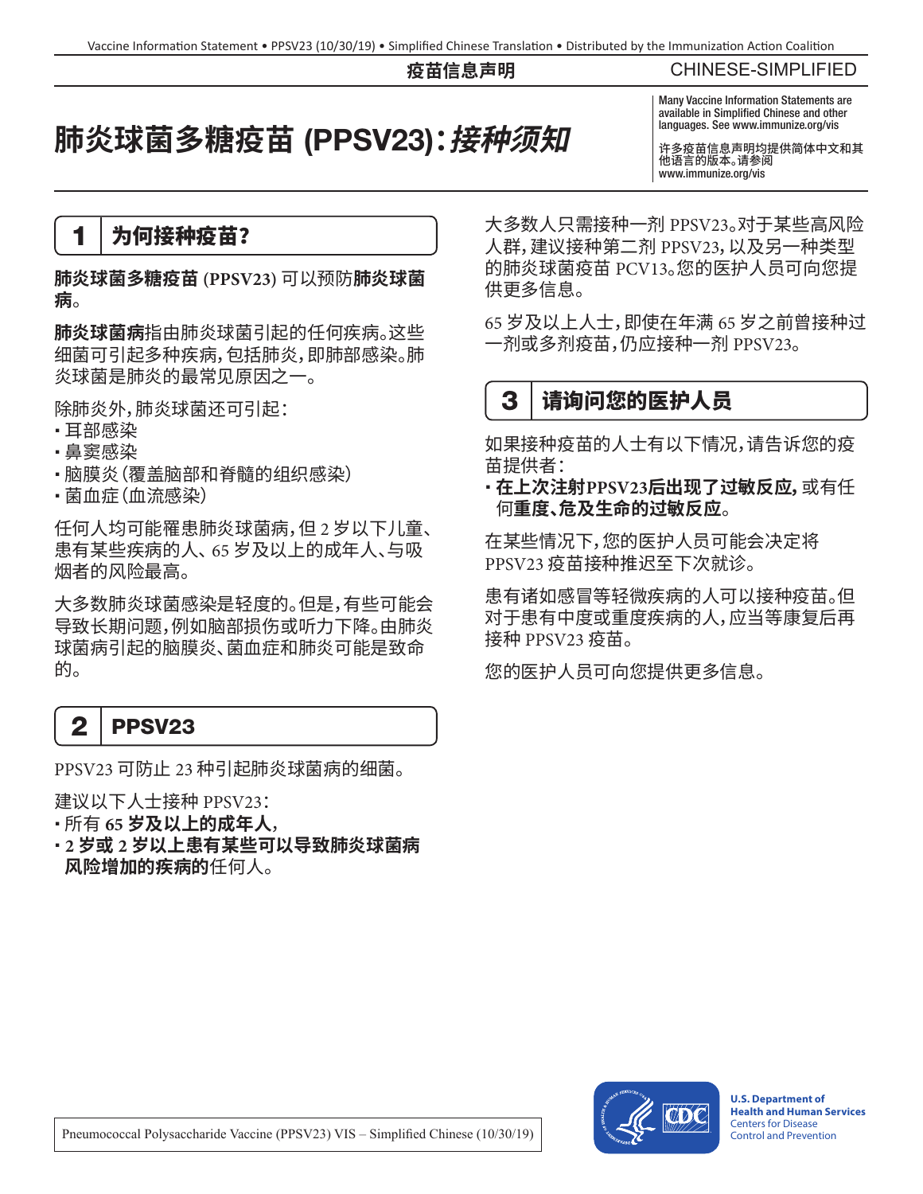疫苗信息声明

CHINESE-SIMPLIFIED

# 肺炎球菌多糖疫苗 (PPSV23)：*接种须知*

Many Vaccine Information Statements are available in Simplified Chinese and other languages. See www.immunize.org/vis

许多疫苗信息声明均提供简体中文和其他语言的版本。请参阅 www.immunize.org/vis

## 1 为何接种疫苗？

**肺炎球菌多糖疫苗 (PPSV23)** 可以预防**肺炎球菌病**。

**肺炎球菌病**指由肺炎球菌引起的任何疾病。这些细菌可引起多种疾病，包括肺炎，即肺部感染。肺炎球菌是肺炎的最常见原因之一。

除肺炎外，肺炎球菌还可引起：

- 耳部感染
- 鼻窦感染
- 脑膜炎（覆盖脑部和脊髓的组织感染）
- 菌血症（血流感染）

任何人均可能罹患肺炎球菌病，但 2 岁以下儿童、患有某些疾病的人、65 岁及以上的成年人、与吸烟者的风险最高。

大多数肺炎球菌感染是轻度的。但是，有些可能会导致长期问题，例如脑部损伤或听力下降。由肺炎球菌病引起的脑膜炎、菌血症和肺炎可能是致命的。

## 2 PPSV23

PPSV23 可防止 23 种引起肺炎球菌病的细菌。

建议以下人士接种 PPSV23：

- 所有 **65 岁及以上的成年人**，
- **2 岁或 2 岁以上患有某些可以导致肺炎球菌病风险增加的疾病的**任何人。

大多数人只需接种一剂 PPSV23。对于某些高风险人群，建议接种第二剂 PPSV23，以及另一种类型的肺炎球菌疫苗 PCV13。您的医护人员可向您提供更多信息。

65 岁及以上人士，即使在年满 65 岁之前曾接种过一剂或多剂疫苗，仍应接种一剂 PPSV23。

## 3 请询问您的医护人员

如果接种疫苗的人士有以下情况，请告诉您的疫苗提供者：

- **在上次注射PPSV23后出现了过敏反应，**或有任何**重度、危及生命的过敏反应**。

在某些情况下，您的医护人员可能会决定将 PPSV23 疫苗接种推迟至下次就诊。

患有诸如感冒等轻微疾病的人可以接种疫苗。但对于患有中度或重度疾病的人，应当等康复后再接种 PPSV23 疫苗。

您的医护人员可向您提供更多信息。

Pneumococcal Polysaccharide Vaccine (PPSV23) VIS – Simplified Chinese (10/30/19)

U.S. Department of Health and Human Services
Centers for Disease Control and Prevention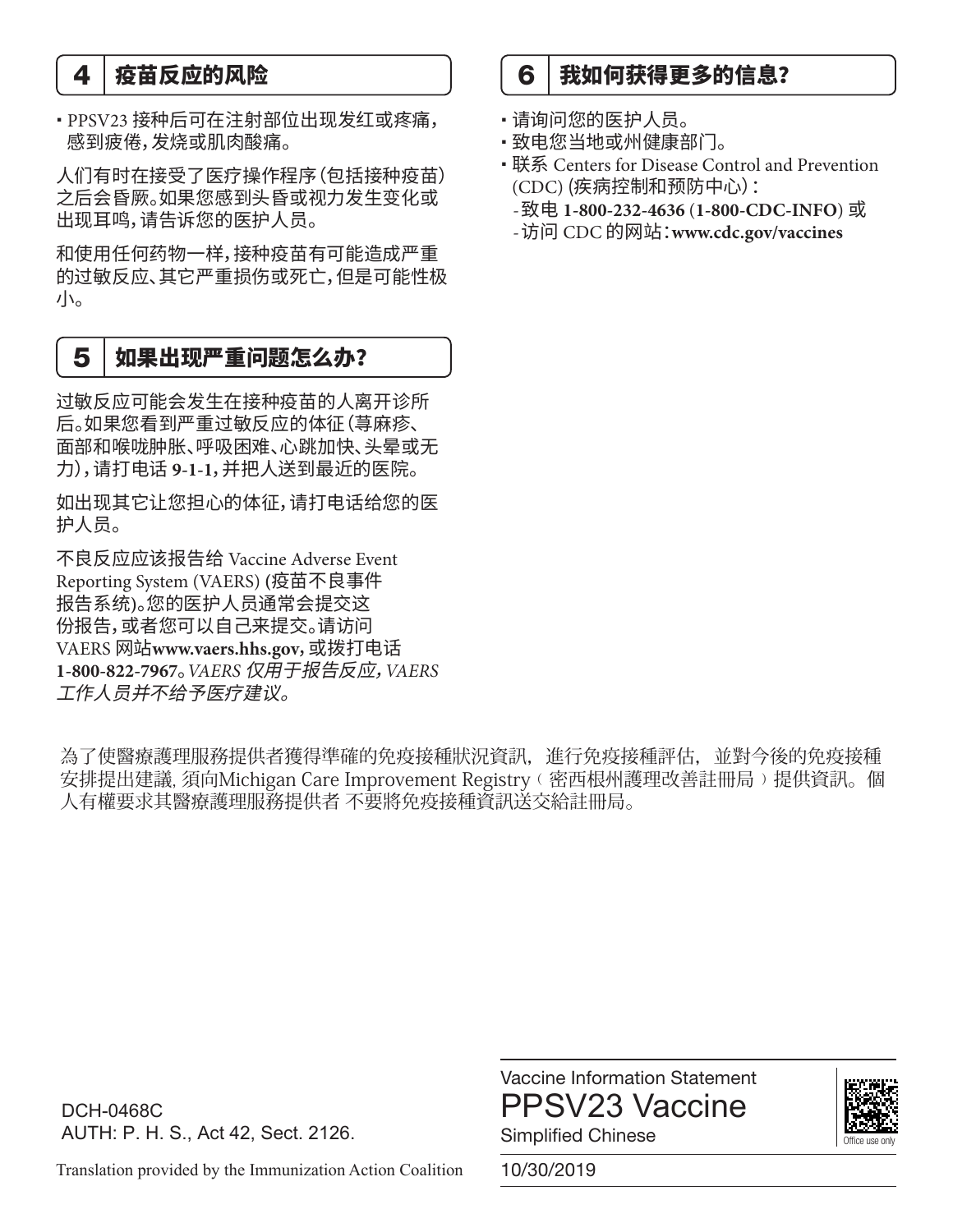## 4 疫苗反应的风险

- PPSV23 接种后可在注射部位出现发红或疼痛，感到疲倦，发烧或肌肉酸痛。

人们有时在接受了医疗操作程序（包括接种疫苗）之后会昏厥。如果您感到头昏或视力发生变化或出现耳鸣，请告诉您的医护人员。

和使用任何药物一样，接种疫苗有可能造成严重的过敏反应、其它严重损伤或死亡，但是可能性极小。

## 5 如果出现严重问题怎么办？

过敏反应可能会发生在接种疫苗的人离开诊所后。如果您看到严重过敏反应的体征（荨麻疹、面部和喉咙肿胀、呼吸困难、心跳加快、头晕或无力），请打电话 **9-1-1**，并把人送到最近的医院。

如出现其它让您担心的体征，请打电话给您的医护人员。

不良反应应该报告给 Vaccine Adverse Event Reporting System (VAERS) (疫苗不良事件报告系统)。您的医护人员通常会提交这份报告，或者您可以自己来提交。请访问 VAERS 网站**www.vaers.hhs.gov**，或拨打电话 **1-800-822-7967**。*VAERS 仅用于报告反应，VAERS 工作人员并不给予医疗建议。*

## 6 我如何获得更多的信息？

- 请询问您的医护人员。
- 致电您当地或州健康部门。
- 联系 Centers for Disease Control and Prevention (CDC) (疾病控制和预防中心)：
  - 致电 **1-800-232-4636** (**1-800-CDC-INFO**) 或
  - 访问 CDC 的网站：**www.cdc.gov/vaccines**

為了使醫療護理服務提供者獲得準確的免疫接種狀況資訊，進行免疫接種評估，並對今後的免疫接種安排提出建議，須向Michigan Care Improvement Registry（密西根州護理改善註冊局）提供資訊。個人有權要求其醫療護理服務提供者 不要將免疫接種資訊送交給註冊局。

DCH-0468C
AUTH: P. H. S., Act 42, Sect. 2126.

Translation provided by the Immunization Action Coalition

Vaccine Information Statement
PPSV23 Vaccine
Simplified Chinese
10/30/2019

Office use only